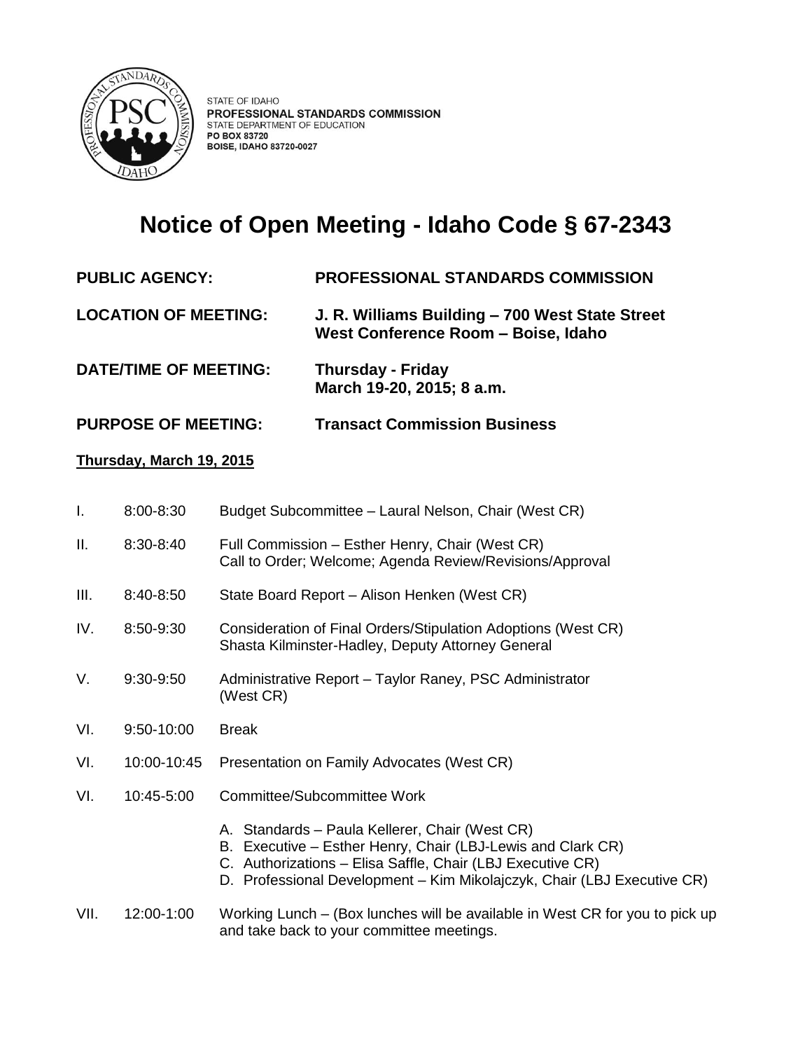STATE OF IDAHO
**PROFESSIONAL STANDARDS COMMISSION**
STATE DEPARTMENT OF EDUCATION
**PO BOX 83720**
**BOISE, IDAHO 83720-0027**

# Notice of Open Meeting - Idaho Code § 67-2343

**PUBLIC AGENCY:** **PROFESSIONAL STANDARDS COMMISSION**

**LOCATION OF MEETING:** **J. R. Williams Building – 700 West State Street West Conference Room – Boise, Idaho**

**DATE/TIME OF MEETING:** **Thursday - Friday March 19-20, 2015; 8 a.m.**

**PURPOSE OF MEETING:** **Transact Commission Business**

**Thursday, March 19, 2015**

| | | |
|---|---|---|
| I. | 8:00-8:30 | Budget Subcommittee – Laural Nelson, Chair (West CR) |
| II. | 8:30-8:40 | Full Commission – Esther Henry, Chair (West CR)<br>Call to Order; Welcome; Agenda Review/Revisions/Approval |
| III. | 8:40-8:50 | State Board Report – Alison Henken (West CR) |
| IV. | 8:50-9:30 | Consideration of Final Orders/Stipulation Adoptions (West CR)<br>Shasta Kilminster-Hadley, Deputy Attorney General |
| V. | 9:30-9:50 | Administrative Report – Taylor Raney, PSC Administrator (West CR) |
| VI. | 9:50-10:00 | Break |
| VI. | 10:00-10:45 | Presentation on Family Advocates (West CR) |
| VI. | 10:45-5:00 | Committee/Subcommittee Work<br>A. Standards – Paula Kellerer, Chair (West CR)<br>B. Executive – Esther Henry, Chair (LBJ-Lewis and Clark CR)<br>C. Authorizations – Elisa Saffle, Chair (LBJ Executive CR)<br>D. Professional Development – Kim Mikolajczyk, Chair (LBJ Executive CR) |
| VII. | 12:00-1:00 | Working Lunch – (Box lunches will be available in West CR for you to pick up and take back to your committee meetings. |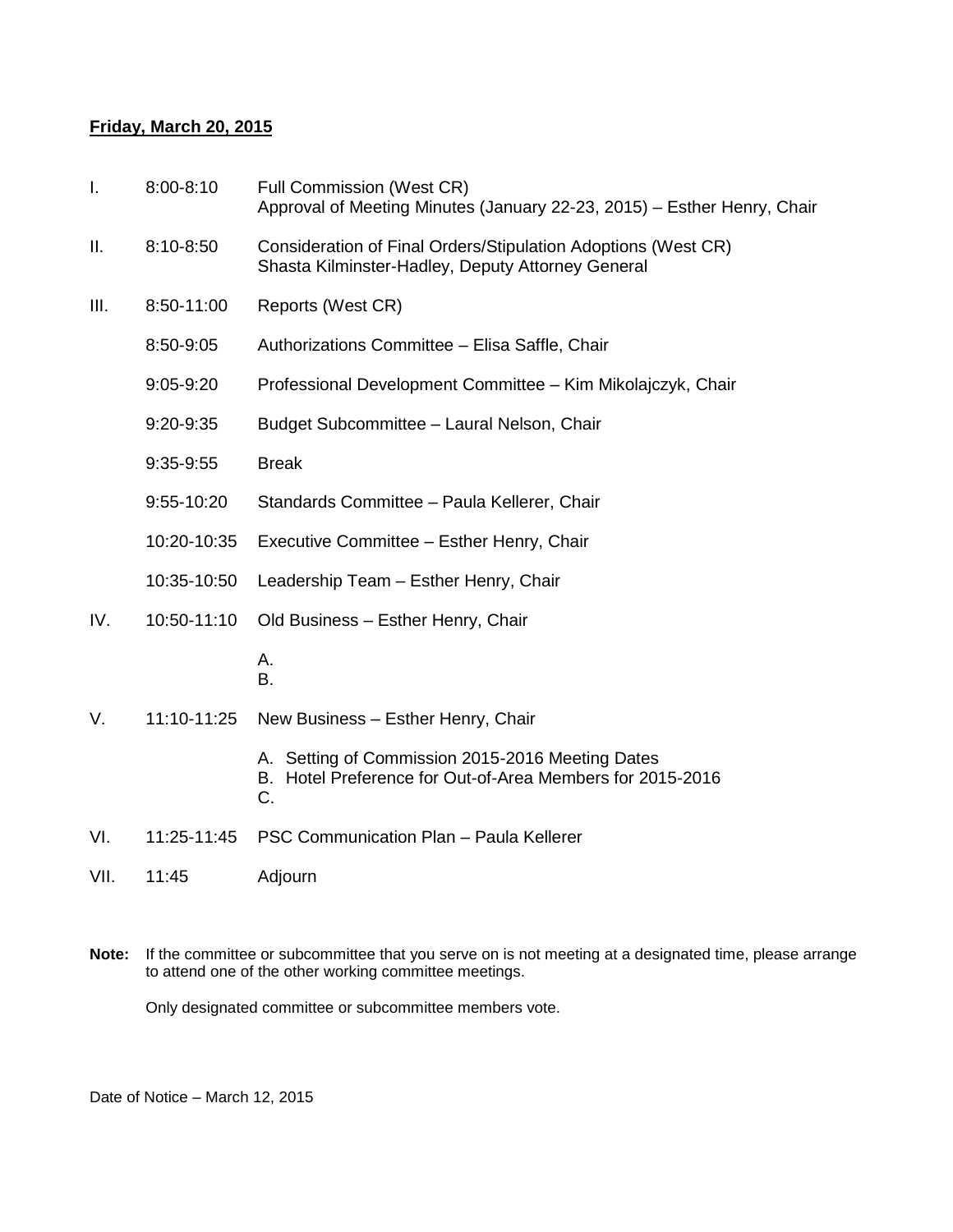**Friday, March 20, 2015**

| | | |
|---|---|---|
| I. | 8:00-8:10 | Full Commission (West CR)<br>Approval of Meeting Minutes (January 22-23, 2015) – Esther Henry, Chair |
| II. | 8:10-8:50 | Consideration of Final Orders/Stipulation Adoptions (West CR)<br>Shasta Kilminster-Hadley, Deputy Attorney General |
| III. | 8:50-11:00 | Reports (West CR) |
| | 8:50-9:05 | Authorizations Committee – Elisa Saffle, Chair |
| | 9:05-9:20 | Professional Development Committee – Kim Mikolajczyk, Chair |
| | 9:20-9:35 | Budget Subcommittee – Laural Nelson, Chair |
| | 9:35-9:55 | Break |
| | 9:55-10:20 | Standards Committee – Paula Kellerer, Chair |
| | 10:20-10:35 | Executive Committee – Esther Henry, Chair |
| | 10:35-10:50 | Leadership Team – Esther Henry, Chair |
| IV. | 10:50-11:10 | Old Business – Esther Henry, Chair<br>A.<br>B. |
| V. | 11:10-11:25 | New Business – Esther Henry, Chair<br>A. Setting of Commission 2015-2016 Meeting Dates<br>B. Hotel Preference for Out-of-Area Members for 2015-2016<br>C. |
| VI. | 11:25-11:45 | PSC Communication Plan – Paula Kellerer |
| VII. | 11:45 | Adjourn |

**Note:** If the committee or subcommittee that you serve on is not meeting at a designated time, please arrange to attend one of the other working committee meetings.

Only designated committee or subcommittee members vote.

Date of Notice – March 12, 2015